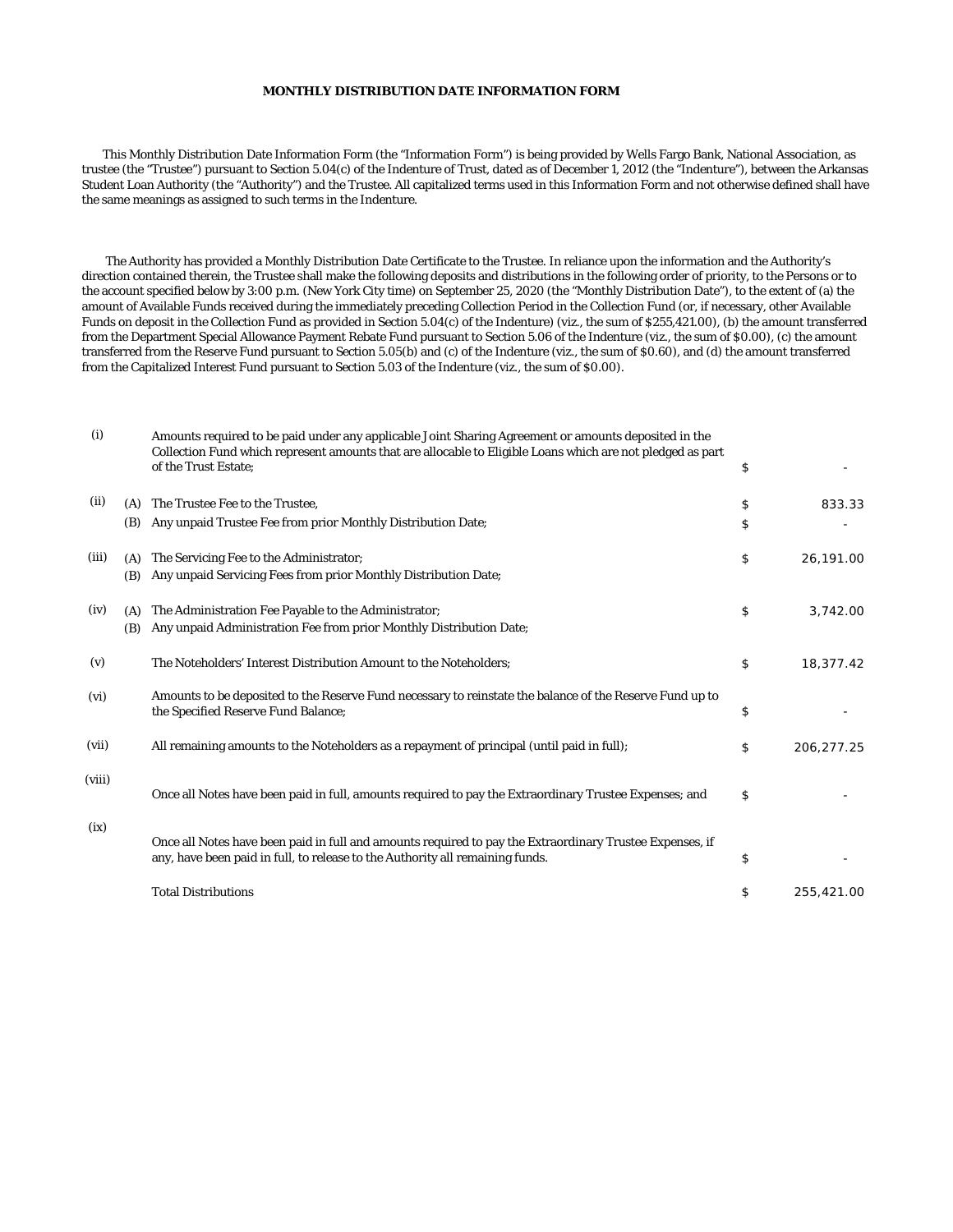**MONTHLY DISTRIBUTION DATE INFORMATION FORM**

This Monthly Distribution Date Information Form (the "Information Form") is being provided by Wells Fargo Bank, National Association, as trustee (the "Trustee") pursuant to Section 5.04(c) of the Indenture of Trust, dated as of December 1, 2012 (the "Indenture"), between the Arkansas Student Loan Authority (the "Authority") and the Trustee. All capitalized terms used in this Information Form and not otherwise defined shall have the same meanings as assigned to such terms in the Indenture.

The Authority has provided a Monthly Distribution Date Certificate to the Trustee. In reliance upon the information and the Authority's direction contained therein, the Trustee shall make the following deposits and distributions in the following order of priority, to the Persons or to the account specified below by 3:00 p.m. (New York City time) on September 25, 2020 (the "Monthly Distribution Date"), to the extent of (a) the amount of Available Funds received during the immediately preceding Collection Period in the Collection Fund (or, if necessary, other Available Funds on deposit in the Collection Fund as provided in Section 5.04(c) of the Indenture) (viz., the sum of $255,421.00), (b) the amount transferred from the Department Special Allowance Payment Rebate Fund pursuant to Section 5.06 of the Indenture (viz., the sum of $0.00), (c) the amount transferred from the Reserve Fund pursuant to Section 5.05(b) and (c) of the Indenture (viz., the sum of $0.60), and (d) the amount transferred from the Capitalized Interest Fund pursuant to Section 5.03 of the Indenture (viz., the sum of $0.00).

| | | | | |
|---|---|---|---|---|
| (i) | | Amounts required to be paid under any applicable Joint Sharing Agreement or amounts deposited in the Collection Fund which represent amounts that are allocable to Eligible Loans which are not pledged as part of the Trust Estate; | $ | - |
| (ii) | (A) | The Trustee Fee to the Trustee, | $ | 833.33 |
| | (B) | Any unpaid Trustee Fee from prior Monthly Distribution Date; | $ | - |
| (iii) | (A) | The Servicing Fee to the Administrator; | $ | 26,191.00 |
| | (B) | Any unpaid Servicing Fees from prior Monthly Distribution Date; | | |
| (iv) | (A) | The Administration Fee Payable to the Administrator; | $ | 3,742.00 |
| | (B) | Any unpaid Administration Fee from prior Monthly Distribution Date; | | |
| (v) | | The Noteholders' Interest Distribution Amount to the Noteholders; | $ | 18,377.42 |
| (vi) | | Amounts to be deposited to the Reserve Fund necessary to reinstate the balance of the Reserve Fund up to the Specified Reserve Fund Balance; | $ | - |
| (vii) | | All remaining amounts to the Noteholders as a repayment of principal (until paid in full); | $ | 206,277.25 |
| (viii) | | Once all Notes have been paid in full, amounts required to pay the Extraordinary Trustee Expenses; and | $ | - |
| (ix) | | Once all Notes have been paid in full and amounts required to pay the Extraordinary Trustee Expenses, if any, have been paid in full, to release to the Authority all remaining funds. | $ | - |
| | | Total Distributions | $ | 255,421.00 |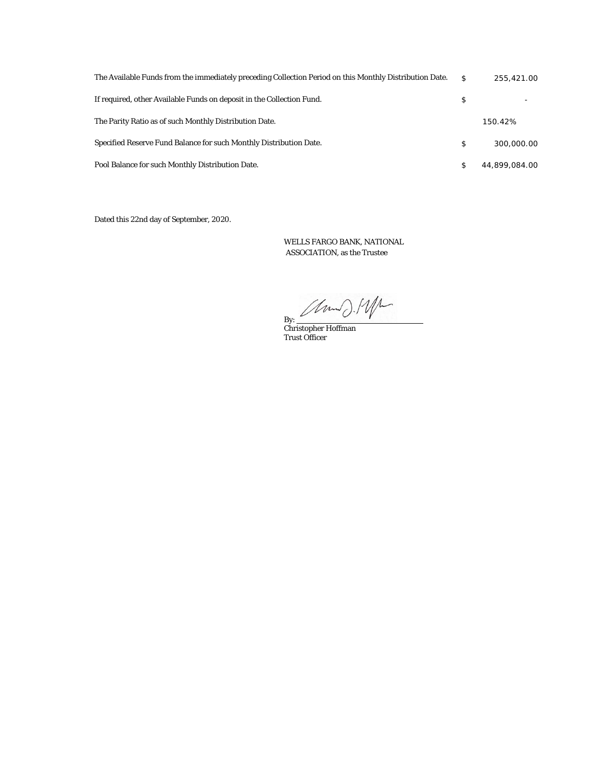| | | |
|---|---|---|
| The Available Funds from the immediately preceding Collection Period on this Monthly Distribution Date. | $ | 255,421.00 |
| If required, other Available Funds on deposit in the Collection Fund. | $ | - |
| The Parity Ratio as of such Monthly Distribution Date. | | 150.42% |
| Specified Reserve Fund Balance for such Monthly Distribution Date. | $ | 300,000.00 |
| Pool Balance for such Monthly Distribution Date. | $ | 44,899,084.00 |

Dated this 22nd day of September, 2020.

WELLS FARGO BANK, NATIONAL ASSOCIATION, as the Trustee

By: ______________________

Christopher Hoffman
Trust Officer